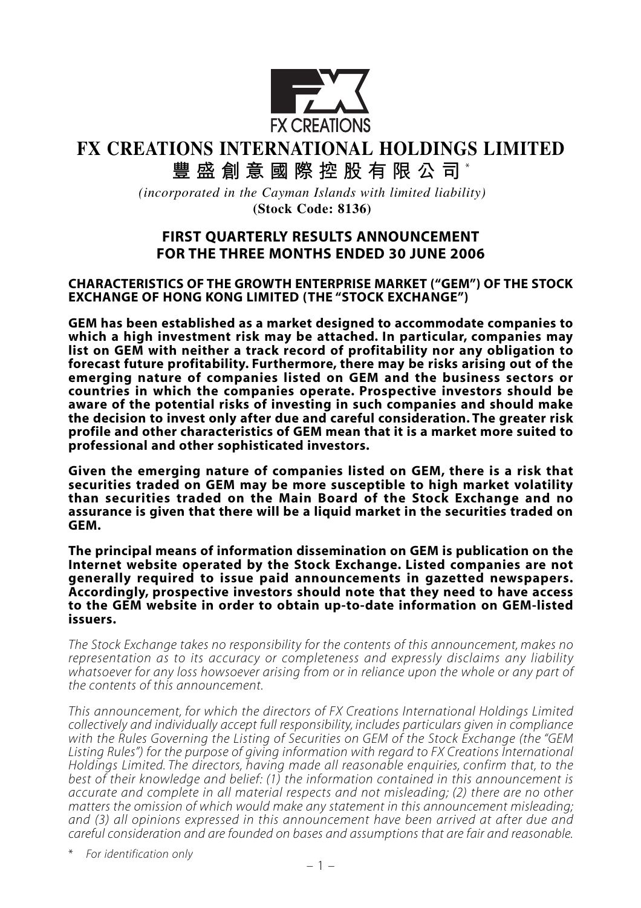FX CREATIONS

# FX CREATIONS INTERNATIONAL HOLDINGS LIMITED

# 豐盛創意國際控股有限公司*

*(incorporated in the Cayman Islands with limited liability)*

**(Stock Code: 8136)**

## FIRST QUARTERLY RESULTS ANNOUNCEMENT FOR THE THREE MONTHS ENDED 30 JUNE 2006

### CHARACTERISTICS OF THE GROWTH ENTERPRISE MARKET ("GEM") OF THE STOCK EXCHANGE OF HONG KONG LIMITED (THE "STOCK EXCHANGE")

**GEM has been established as a market designed to accommodate companies to which a high investment risk may be attached. In particular, companies may list on GEM with neither a track record of profitability nor any obligation to forecast future profitability. Furthermore, there may be risks arising out of the emerging nature of companies listed on GEM and the business sectors or countries in which the companies operate. Prospective investors should be aware of the potential risks of investing in such companies and should make the decision to invest only after due and careful consideration. The greater risk profile and other characteristics of GEM mean that it is a market more suited to professional and other sophisticated investors.**

**Given the emerging nature of companies listed on GEM, there is a risk that securities traded on GEM may be more susceptible to high market volatility than securities traded on the Main Board of the Stock Exchange and no assurance is given that there will be a liquid market in the securities traded on GEM.**

**The principal means of information dissemination on GEM is publication on the Internet website operated by the Stock Exchange. Listed companies are not generally required to issue paid announcements in gazetted newspapers. Accordingly, prospective investors should note that they need to have access to the GEM website in order to obtain up-to-date information on GEM-listed issuers.**

*The Stock Exchange takes no responsibility for the contents of this announcement, makes no representation as to its accuracy or completeness and expressly disclaims any liability whatsoever for any loss howsoever arising from or in reliance upon the whole or any part of the contents of this announcement.*

*This announcement, for which the directors of FX Creations International Holdings Limited collectively and individually accept full responsibility, includes particulars given in compliance with the Rules Governing the Listing of Securities on GEM of the Stock Exchange (the "GEM Listing Rules") for the purpose of giving information with regard to FX Creations International Holdings Limited. The directors, having made all reasonable enquiries, confirm that, to the best of their knowledge and belief: (1) the information contained in this announcement is accurate and complete in all material respects and not misleading; (2) there are no other matters the omission of which would make any statement in this announcement misleading; and (3) all opinions expressed in this announcement have been arrived at after due and careful consideration and are founded on bases and assumptions that are fair and reasonable.*

\* *For identification only*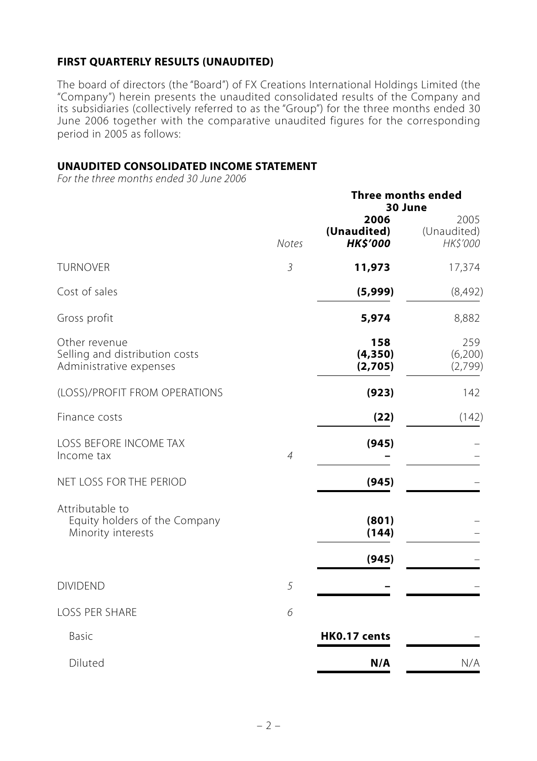## FIRST QUARTERLY RESULTS (UNAUDITED)

The board of directors (the "Board") of FX Creations International Holdings Limited (the "Company") herein presents the unaudited consolidated results of the Company and its subsidiaries (collectively referred to as the "Group") for the three months ended 30 June 2006 together with the comparative unaudited figures for the corresponding period in 2005 as follows:

## UNAUDITED CONSOLIDATED INCOME STATEMENT

*For the three months ended 30 June 2006*

| | | Three months ended 30 June | |
|---|---|---|---|
| | *Notes* | **2006 (Unaudited) *HK$'000*** | 2005 (Unaudited) *HK$'000* |
| TURNOVER | *3* | **11,973** | 17,374 |
| Cost of sales | | **(5,999)** | (8,492) |
| Gross profit | | **5,974** | 8,882 |
| Other revenue | | **158** | 259 |
| Selling and distribution costs | | **(4,350)** | (6,200) |
| Administrative expenses | | **(2,705)** | (2,799) |
| (LOSS)/PROFIT FROM OPERATIONS | | **(923)** | 142 |
| Finance costs | | **(22)** | (142) |
| LOSS BEFORE INCOME TAX | | **(945)** | – |
| Income tax | *4* | **–** | – |
| NET LOSS FOR THE PERIOD | | **(945)** | – |
| Attributable to | | | |
| Equity holders of the Company | | **(801)** | – |
| Minority interests | | **(144)** | – |
| | | **(945)** | – |
| DIVIDEND | *5* | **–** | – |
| LOSS PER SHARE | *6* | | |
| Basic | | **HK0.17 cents** | – |
| Diluted | | **N/A** | N/A |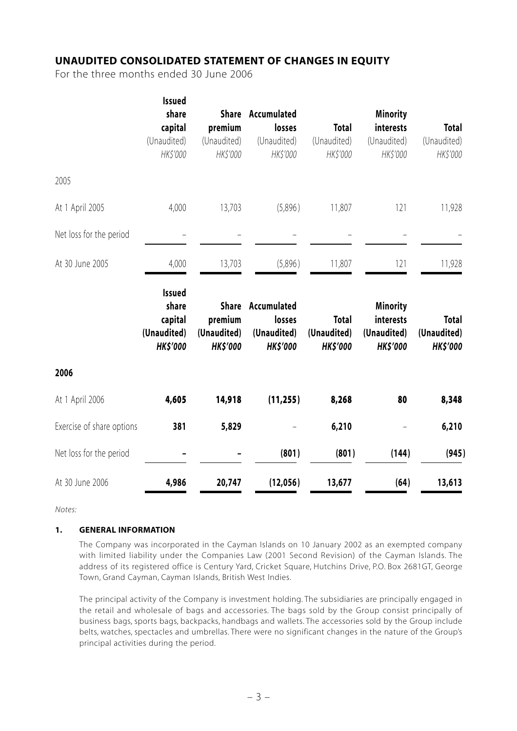## UNAUDITED CONSOLIDATED STATEMENT OF CHANGES IN EQUITY

For the three months ended 30 June 2006

| | Issued share capital (Unaudited) *HK$'000* | Share premium (Unaudited) *HK$'000* | Accumulated losses (Unaudited) *HK$'000* | Total (Unaudited) *HK$'000* | Minority interests (Unaudited) *HK$'000* | Total (Unaudited) *HK$'000* |
|---|---|---|---|---|---|---|
| 2005 | | | | | | |
| At 1 April 2005 | 4,000 | 13,703 | (5,896) | 11,807 | 121 | 11,928 |
| Net loss for the period | – | – | – | – | – | – |
| At 30 June 2005 | 4,000 | 13,703 | (5,896) | 11,807 | 121 | 11,928 |

| | **Issued share capital (Unaudited) *HK$'000*** | **Share premium (Unaudited) *HK$'000*** | **Accumulated losses (Unaudited) *HK$'000*** | **Total (Unaudited) *HK$'000*** | **Minority interests (Unaudited) *HK$'000*** | **Total (Unaudited) *HK$'000*** |
|---|---|---|---|---|---|---|
| **2006** | | | | | | |
| At 1 April 2006 | **4,605** | **14,918** | **(11,255)** | **8,268** | **80** | **8,348** |
| Exercise of share options | **381** | **5,829** | – | **6,210** | – | **6,210** |
| Net loss for the period | **–** | **–** | **(801)** | **(801)** | **(144)** | **(945)** |
| At 30 June 2006 | **4,986** | **20,747** | **(12,056)** | **13,677** | **(64)** | **13,613** |

*Notes:*

### 1. GENERAL INFORMATION

The Company was incorporated in the Cayman Islands on 10 January 2002 as an exempted company with limited liability under the Companies Law (2001 Second Revision) of the Cayman Islands. The address of its registered office is Century Yard, Cricket Square, Hutchins Drive, P.O. Box 2681GT, George Town, Grand Cayman, Cayman Islands, British West Indies.

The principal activity of the Company is investment holding. The subsidiaries are principally engaged in the retail and wholesale of bags and accessories. The bags sold by the Group consist principally of business bags, sports bags, backpacks, handbags and wallets. The accessories sold by the Group include belts, watches, spectacles and umbrellas. There were no significant changes in the nature of the Group's principal activities during the period.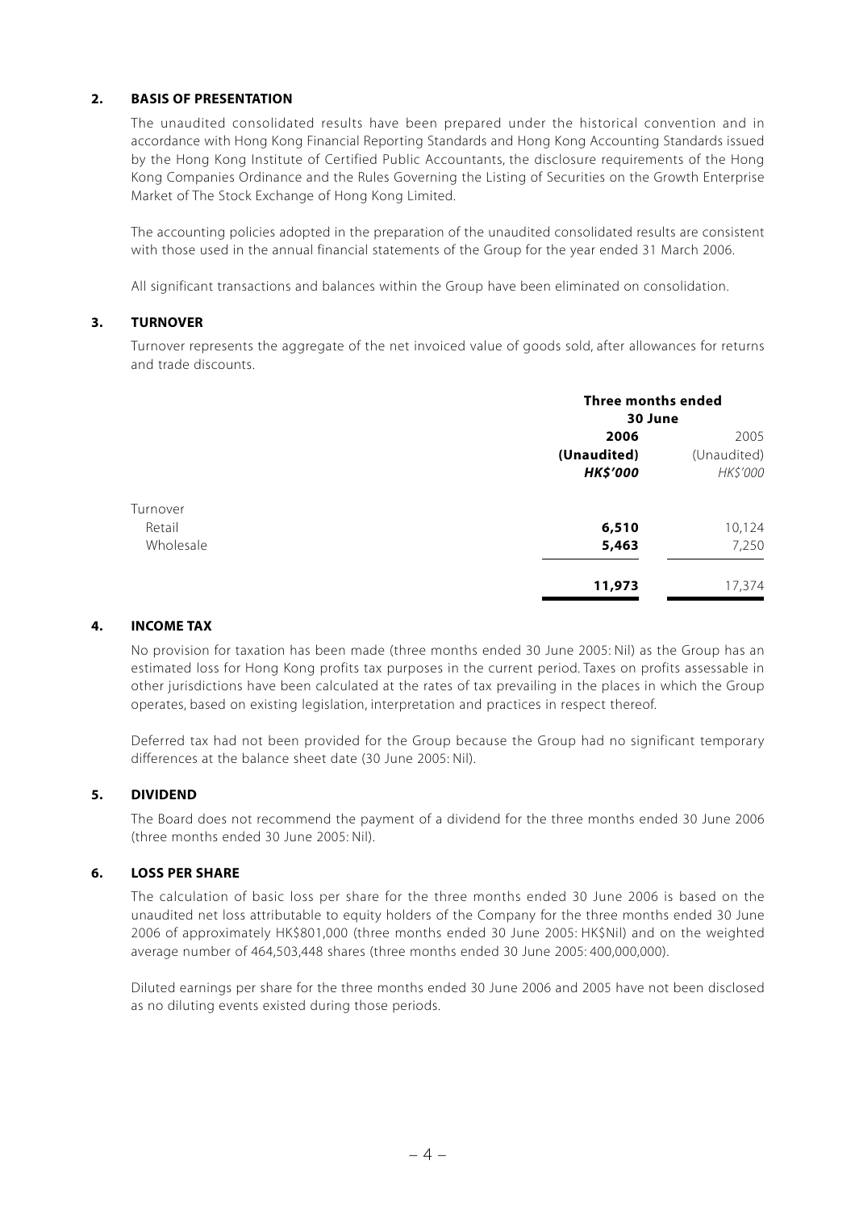## 2. BASIS OF PRESENTATION

The unaudited consolidated results have been prepared under the historical convention and in accordance with Hong Kong Financial Reporting Standards and Hong Kong Accounting Standards issued by the Hong Kong Institute of Certified Public Accountants, the disclosure requirements of the Hong Kong Companies Ordinance and the Rules Governing the Listing of Securities on the Growth Enterprise Market of The Stock Exchange of Hong Kong Limited.

The accounting policies adopted in the preparation of the unaudited consolidated results are consistent with those used in the annual financial statements of the Group for the year ended 31 March 2006.

All significant transactions and balances within the Group have been eliminated on consolidation.

## 3. TURNOVER

Turnover represents the aggregate of the net invoiced value of goods sold, after allowances for returns and trade discounts.

| | **Three months ended 30 June** | |
|---|---|---|
| | **2006** | 2005 |
| | **(Unaudited)** | (Unaudited) |
| | ***HK$'000*** | *HK$'000* |
| Turnover | | |
| Retail | **6,510** | 10,124 |
| Wholesale | **5,463** | 7,250 |
| | **11,973** | 17,374 |

## 4. INCOME TAX

No provision for taxation has been made (three months ended 30 June 2005: Nil) as the Group has an estimated loss for Hong Kong profits tax purposes in the current period. Taxes on profits assessable in other jurisdictions have been calculated at the rates of tax prevailing in the places in which the Group operates, based on existing legislation, interpretation and practices in respect thereof.

Deferred tax had not been provided for the Group because the Group had no significant temporary differences at the balance sheet date (30 June 2005: Nil).

## 5. DIVIDEND

The Board does not recommend the payment of a dividend for the three months ended 30 June 2006 (three months ended 30 June 2005: Nil).

## 6. LOSS PER SHARE

The calculation of basic loss per share for the three months ended 30 June 2006 is based on the unaudited net loss attributable to equity holders of the Company for the three months ended 30 June 2006 of approximately HK$801,000 (three months ended 30 June 2005: HK$Nil) and on the weighted average number of 464,503,448 shares (three months ended 30 June 2005: 400,000,000).

Diluted earnings per share for the three months ended 30 June 2006 and 2005 have not been disclosed as no diluting events existed during those periods.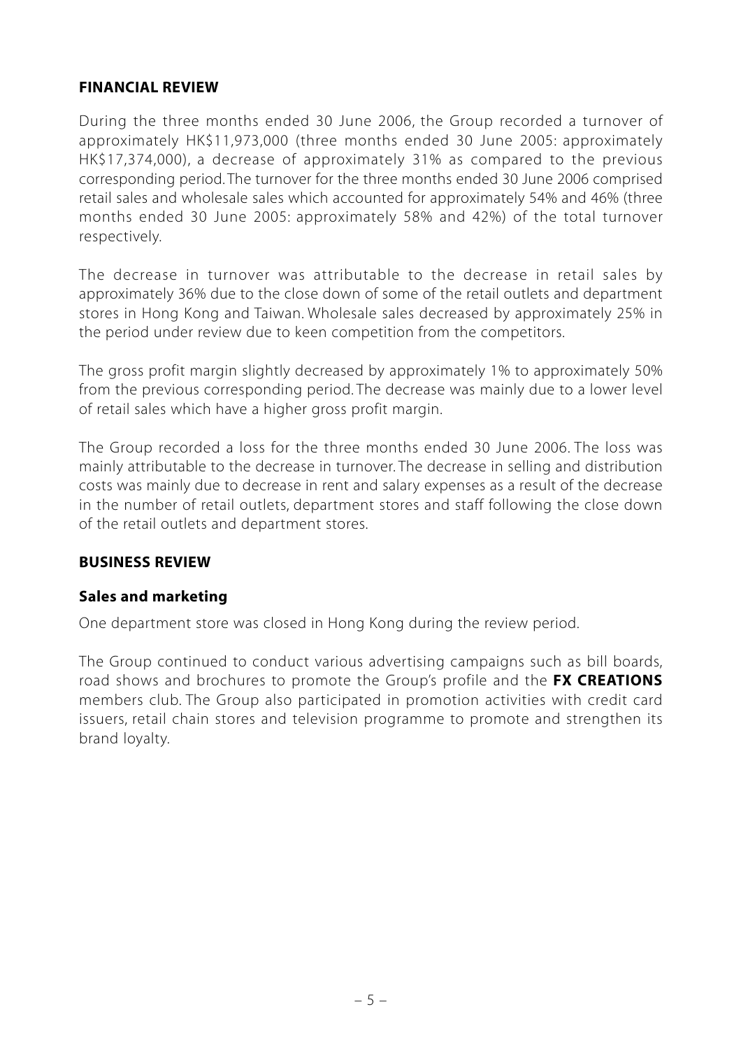## FINANCIAL REVIEW

During the three months ended 30 June 2006, the Group recorded a turnover of approximately HK$11,973,000 (three months ended 30 June 2005: approximately HK$17,374,000), a decrease of approximately 31% as compared to the previous corresponding period. The turnover for the three months ended 30 June 2006 comprised retail sales and wholesale sales which accounted for approximately 54% and 46% (three months ended 30 June 2005: approximately 58% and 42%) of the total turnover respectively.

The decrease in turnover was attributable to the decrease in retail sales by approximately 36% due to the close down of some of the retail outlets and department stores in Hong Kong and Taiwan. Wholesale sales decreased by approximately 25% in the period under review due to keen competition from the competitors.

The gross profit margin slightly decreased by approximately 1% to approximately 50% from the previous corresponding period. The decrease was mainly due to a lower level of retail sales which have a higher gross profit margin.

The Group recorded a loss for the three months ended 30 June 2006. The loss was mainly attributable to the decrease in turnover. The decrease in selling and distribution costs was mainly due to decrease in rent and salary expenses as a result of the decrease in the number of retail outlets, department stores and staff following the close down of the retail outlets and department stores.

## BUSINESS REVIEW

### Sales and marketing

One department store was closed in Hong Kong during the review period.

The Group continued to conduct various advertising campaigns such as bill boards, road shows and brochures to promote the Group's profile and the **FX CREATIONS** members club. The Group also participated in promotion activities with credit card issuers, retail chain stores and television programme to promote and strengthen its brand loyalty.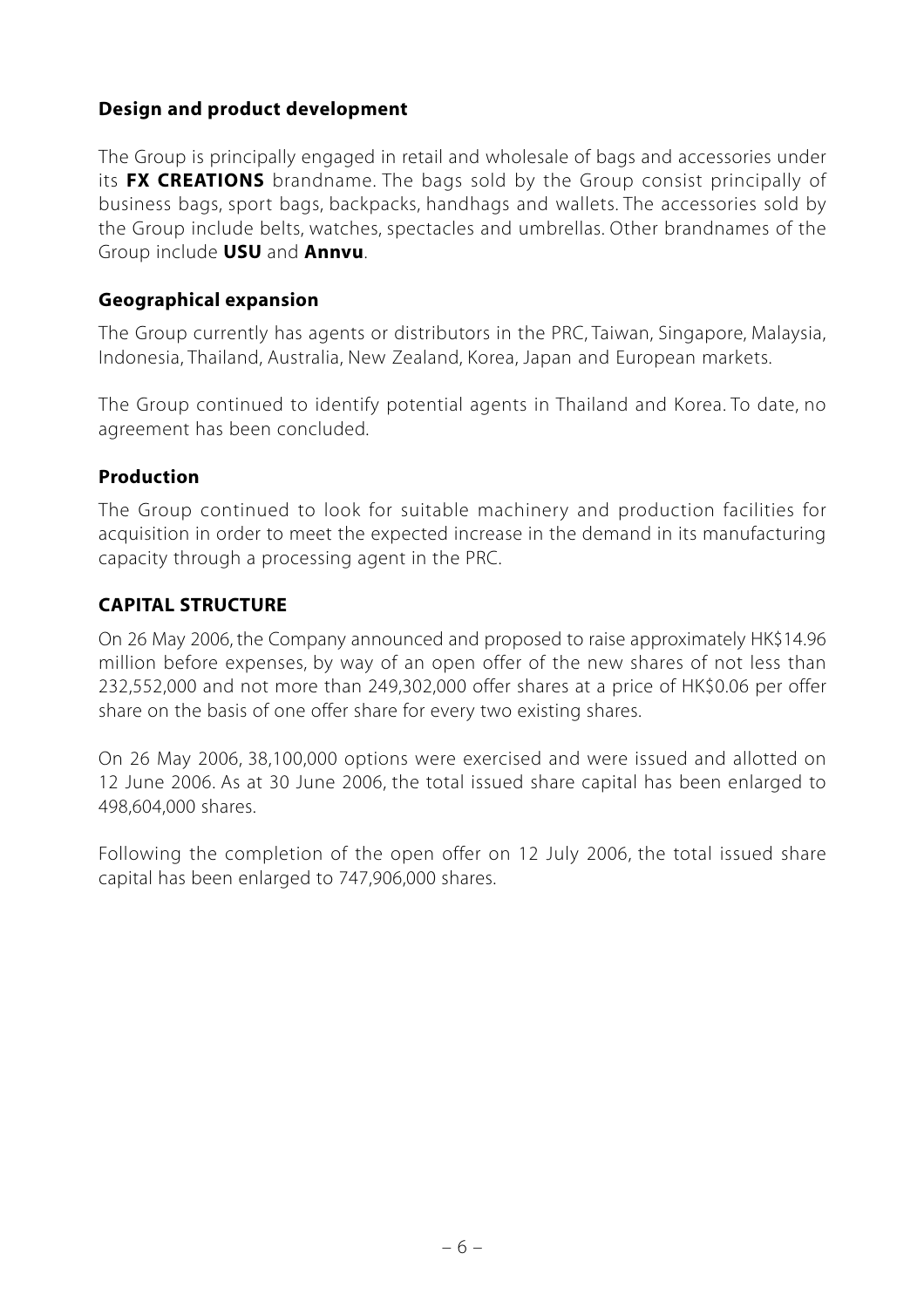### Design and product development

The Group is principally engaged in retail and wholesale of bags and accessories under its **FX CREATIONS** brandname. The bags sold by the Group consist principally of business bags, sport bags, backpacks, handhags and wallets. The accessories sold by the Group include belts, watches, spectacles and umbrellas. Other brandnames of the Group include **USU** and **Annvu**.

### Geographical expansion

The Group currently has agents or distributors in the PRC, Taiwan, Singapore, Malaysia, Indonesia, Thailand, Australia, New Zealand, Korea, Japan and European markets.

The Group continued to identify potential agents in Thailand and Korea. To date, no agreement has been concluded.

### Production

The Group continued to look for suitable machinery and production facilities for acquisition in order to meet the expected increase in the demand in its manufacturing capacity through a processing agent in the PRC.

## CAPITAL STRUCTURE

On 26 May 2006, the Company announced and proposed to raise approximately HK$14.96 million before expenses, by way of an open offer of the new shares of not less than 232,552,000 and not more than 249,302,000 offer shares at a price of HK$0.06 per offer share on the basis of one offer share for every two existing shares.

On 26 May 2006, 38,100,000 options were exercised and were issued and allotted on 12 June 2006. As at 30 June 2006, the total issued share capital has been enlarged to 498,604,000 shares.

Following the completion of the open offer on 12 July 2006, the total issued share capital has been enlarged to 747,906,000 shares.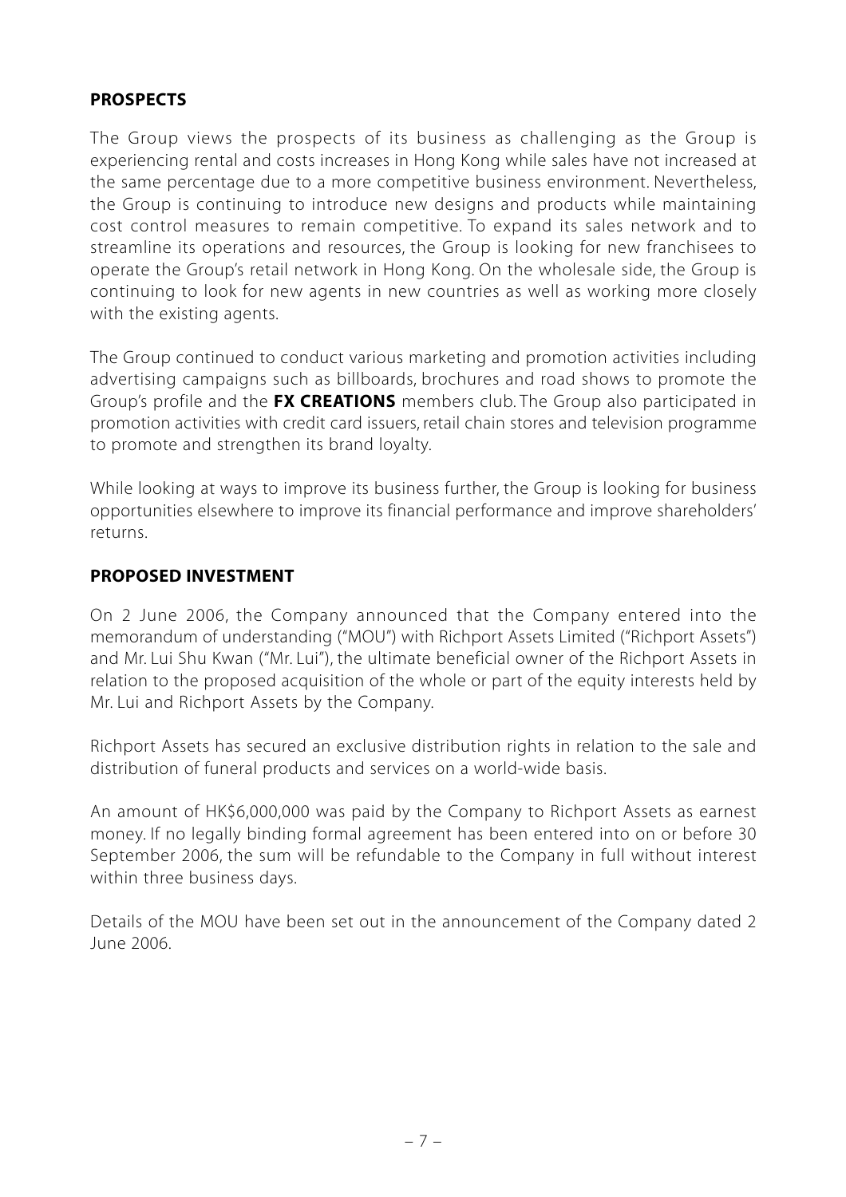## PROSPECTS

The Group views the prospects of its business as challenging as the Group is experiencing rental and costs increases in Hong Kong while sales have not increased at the same percentage due to a more competitive business environment. Nevertheless, the Group is continuing to introduce new designs and products while maintaining cost control measures to remain competitive. To expand its sales network and to streamline its operations and resources, the Group is looking for new franchisees to operate the Group's retail network in Hong Kong. On the wholesale side, the Group is continuing to look for new agents in new countries as well as working more closely with the existing agents.

The Group continued to conduct various marketing and promotion activities including advertising campaigns such as billboards, brochures and road shows to promote the Group's profile and the **FX CREATIONS** members club. The Group also participated in promotion activities with credit card issuers, retail chain stores and television programme to promote and strengthen its brand loyalty.

While looking at ways to improve its business further, the Group is looking for business opportunities elsewhere to improve its financial performance and improve shareholders' returns.

## PROPOSED INVESTMENT

On 2 June 2006, the Company announced that the Company entered into the memorandum of understanding ("MOU") with Richport Assets Limited ("Richport Assets") and Mr. Lui Shu Kwan ("Mr. Lui"), the ultimate beneficial owner of the Richport Assets in relation to the proposed acquisition of the whole or part of the equity interests held by Mr. Lui and Richport Assets by the Company.

Richport Assets has secured an exclusive distribution rights in relation to the sale and distribution of funeral products and services on a world-wide basis.

An amount of HK$6,000,000 was paid by the Company to Richport Assets as earnest money. If no legally binding formal agreement has been entered into on or before 30 September 2006, the sum will be refundable to the Company in full without interest within three business days.

Details of the MOU have been set out in the announcement of the Company dated 2 June 2006.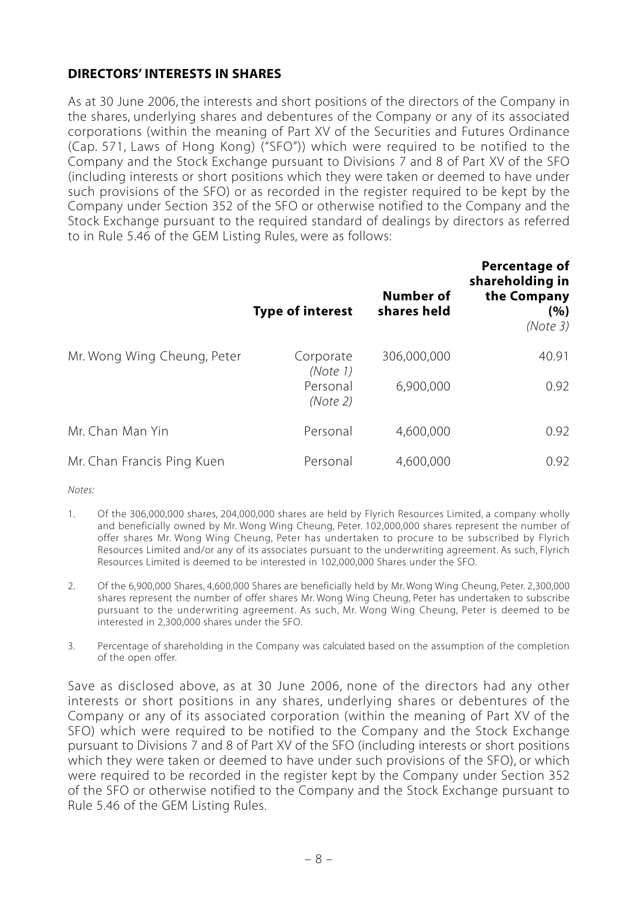## DIRECTORS' INTERESTS IN SHARES

As at 30 June 2006, the interests and short positions of the directors of the Company in the shares, underlying shares and debentures of the Company or any of its associated corporations (within the meaning of Part XV of the Securities and Futures Ordinance (Cap. 571, Laws of Hong Kong) ("SFO")) which were required to be notified to the Company and the Stock Exchange pursuant to Divisions 7 and 8 of Part XV of the SFO (including interests or short positions which they were taken or deemed to have under such provisions of the SFO) or as recorded in the register required to be kept by the Company under Section 352 of the SFO or otherwise notified to the Company and the Stock Exchange pursuant to the required standard of dealings by directors as referred to in Rule 5.46 of the GEM Listing Rules, were as follows:

| | Type of interest | Number of shares held | Percentage of shareholding in the Company (%) *(Note 3)* |
|---|---|---|---|
| Mr. Wong Wing Cheung, Peter | Corporate *(Note 1)* | 306,000,000 | 40.91 |
| | Personal *(Note 2)* | 6,900,000 | 0.92 |
| Mr. Chan Man Yin | Personal | 4,600,000 | 0.92 |
| Mr. Chan Francis Ping Kuen | Personal | 4,600,000 | 0.92 |

*Notes:*

1. Of the 306,000,000 shares, 204,000,000 shares are held by Flyrich Resources Limited, a company wholly and beneficially owned by Mr. Wong Wing Cheung, Peter. 102,000,000 shares represent the number of offer shares Mr. Wong Wing Cheung, Peter has undertaken to procure to be subscribed by Flyrich Resources Limited and/or any of its associates pursuant to the underwriting agreement. As such, Flyrich Resources Limited is deemed to be interested in 102,000,000 Shares under the SFO.

2. Of the 6,900,000 Shares, 4,600,000 Shares are beneficially held by Mr. Wong Wing Cheung, Peter. 2,300,000 shares represent the number of offer shares Mr. Wong Wing Cheung, Peter has undertaken to subscribe pursuant to the underwriting agreement. As such, Mr. Wong Wing Cheung, Peter is deemed to be interested in 2,300,000 shares under the SFO.

3. Percentage of shareholding in the Company was calculated based on the assumption of the completion of the open offer.

Save as disclosed above, as at 30 June 2006, none of the directors had any other interests or short positions in any shares, underlying shares or debentures of the Company or any of its associated corporation (within the meaning of Part XV of the SFO) which were required to be notified to the Company and the Stock Exchange pursuant to Divisions 7 and 8 of Part XV of the SFO (including interests or short positions which they were taken or deemed to have under such provisions of the SFO), or which were required to be recorded in the register kept by the Company under Section 352 of the SFO or otherwise notified to the Company and the Stock Exchange pursuant to Rule 5.46 of the GEM Listing Rules.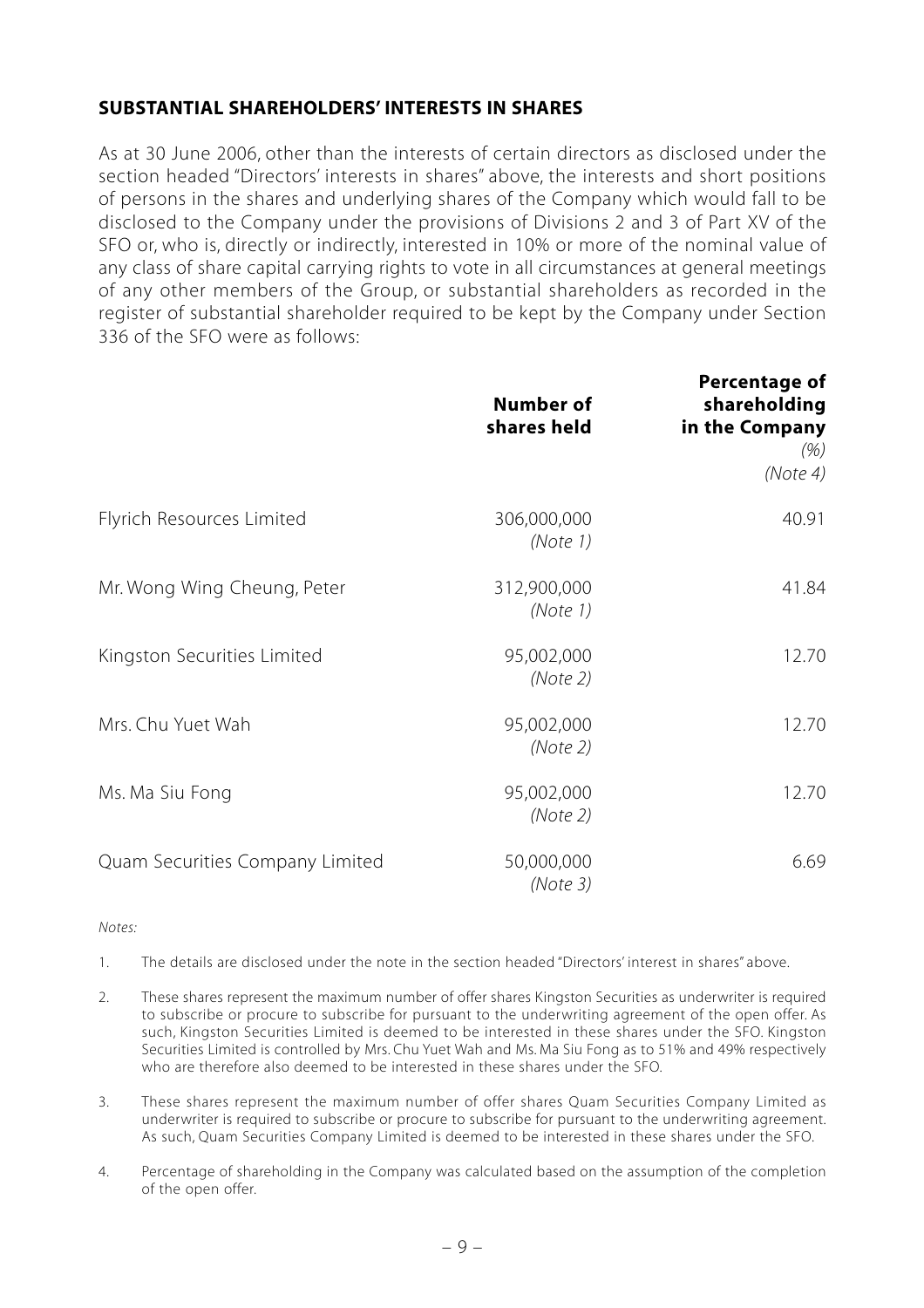## SUBSTANTIAL SHAREHOLDERS' INTERESTS IN SHARES

As at 30 June 2006, other than the interests of certain directors as disclosed under the section headed "Directors' interests in shares" above, the interests and short positions of persons in the shares and underlying shares of the Company which would fall to be disclosed to the Company under the provisions of Divisions 2 and 3 of Part XV of the SFO or, who is, directly or indirectly, interested in 10% or more of the nominal value of any class of share capital carrying rights to vote in all circumstances at general meetings of any other members of the Group, or substantial shareholders as recorded in the register of substantial shareholder required to be kept by the Company under Section 336 of the SFO were as follows:

| | **Number of shares held** | **Percentage of shareholding in the Company** *(%)* *(Note 4)* |
|---|---|---|
| Flyrich Resources Limited | 306,000,000 *(Note 1)* | 40.91 |
| Mr. Wong Wing Cheung, Peter | 312,900,000 *(Note 1)* | 41.84 |
| Kingston Securities Limited | 95,002,000 *(Note 2)* | 12.70 |
| Mrs. Chu Yuet Wah | 95,002,000 *(Note 2)* | 12.70 |
| Ms. Ma Siu Fong | 95,002,000 *(Note 2)* | 12.70 |
| Quam Securities Company Limited | 50,000,000 *(Note 3)* | 6.69 |

*Notes:*

1. The details are disclosed under the note in the section headed "Directors' interest in shares" above.

2. These shares represent the maximum number of offer shares Kingston Securities as underwriter is required to subscribe or procure to subscribe for pursuant to the underwriting agreement of the open offer. As such, Kingston Securities Limited is deemed to be interested in these shares under the SFO. Kingston Securities Limited is controlled by Mrs. Chu Yuet Wah and Ms. Ma Siu Fong as to 51% and 49% respectively who are therefore also deemed to be interested in these shares under the SFO.

3. These shares represent the maximum number of offer shares Quam Securities Company Limited as underwriter is required to subscribe or procure to subscribe for pursuant to the underwriting agreement. As such, Quam Securities Company Limited is deemed to be interested in these shares under the SFO.

4. Percentage of shareholding in the Company was calculated based on the assumption of the completion of the open offer.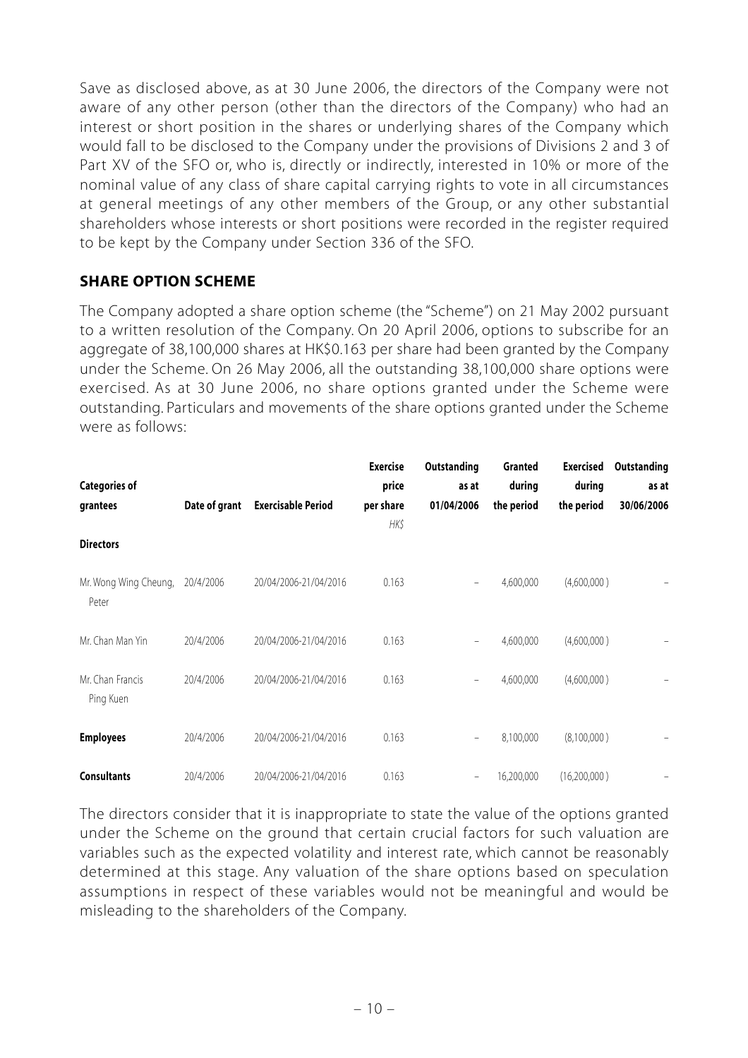Save as disclosed above, as at 30 June 2006, the directors of the Company were not aware of any other person (other than the directors of the Company) who had an interest or short position in the shares or underlying shares of the Company which would fall to be disclosed to the Company under the provisions of Divisions 2 and 3 of Part XV of the SFO or, who is, directly or indirectly, interested in 10% or more of the nominal value of any class of share capital carrying rights to vote in all circumstances at general meetings of any other members of the Group, or any other substantial shareholders whose interests or short positions were recorded in the register required to be kept by the Company under Section 336 of the SFO.

## SHARE OPTION SCHEME

The Company adopted a share option scheme (the "Scheme") on 21 May 2002 pursuant to a written resolution of the Company. On 20 April 2006, options to subscribe for an aggregate of 38,100,000 shares at HK$0.163 per share had been granted by the Company under the Scheme. On 26 May 2006, all the outstanding 38,100,000 share options were exercised. As at 30 June 2006, no share options granted under the Scheme were outstanding. Particulars and movements of the share options granted under the Scheme were as follows:

| Categories of grantees | Date of grant | Exercisable Period | Exercise price per share *HK$* | Outstanding as at 01/04/2006 | Granted during the period | Exercised during the period | Outstanding as at 30/06/2006 |
|---|---|---|---|---|---|---|---|
| **Directors** | | | | | | | |
| Mr. Wong Wing Cheung, Peter | 20/4/2006 | 20/04/2006-21/04/2016 | 0.163 | – | 4,600,000 | (4,600,000) | – |
| Mr. Chan Man Yin | 20/4/2006 | 20/04/2006-21/04/2016 | 0.163 | – | 4,600,000 | (4,600,000) | – |
| Mr. Chan Francis Ping Kuen | 20/4/2006 | 20/04/2006-21/04/2016 | 0.163 | – | 4,600,000 | (4,600,000) | – |
| **Employees** | 20/4/2006 | 20/04/2006-21/04/2016 | 0.163 | – | 8,100,000 | (8,100,000) | – |
| **Consultants** | 20/4/2006 | 20/04/2006-21/04/2016 | 0.163 | – | 16,200,000 | (16,200,000) | – |

The directors consider that it is inappropriate to state the value of the options granted under the Scheme on the ground that certain crucial factors for such valuation are variables such as the expected volatility and interest rate, which cannot be reasonably determined at this stage. Any valuation of the share options based on speculation assumptions in respect of these variables would not be meaningful and would be misleading to the shareholders of the Company.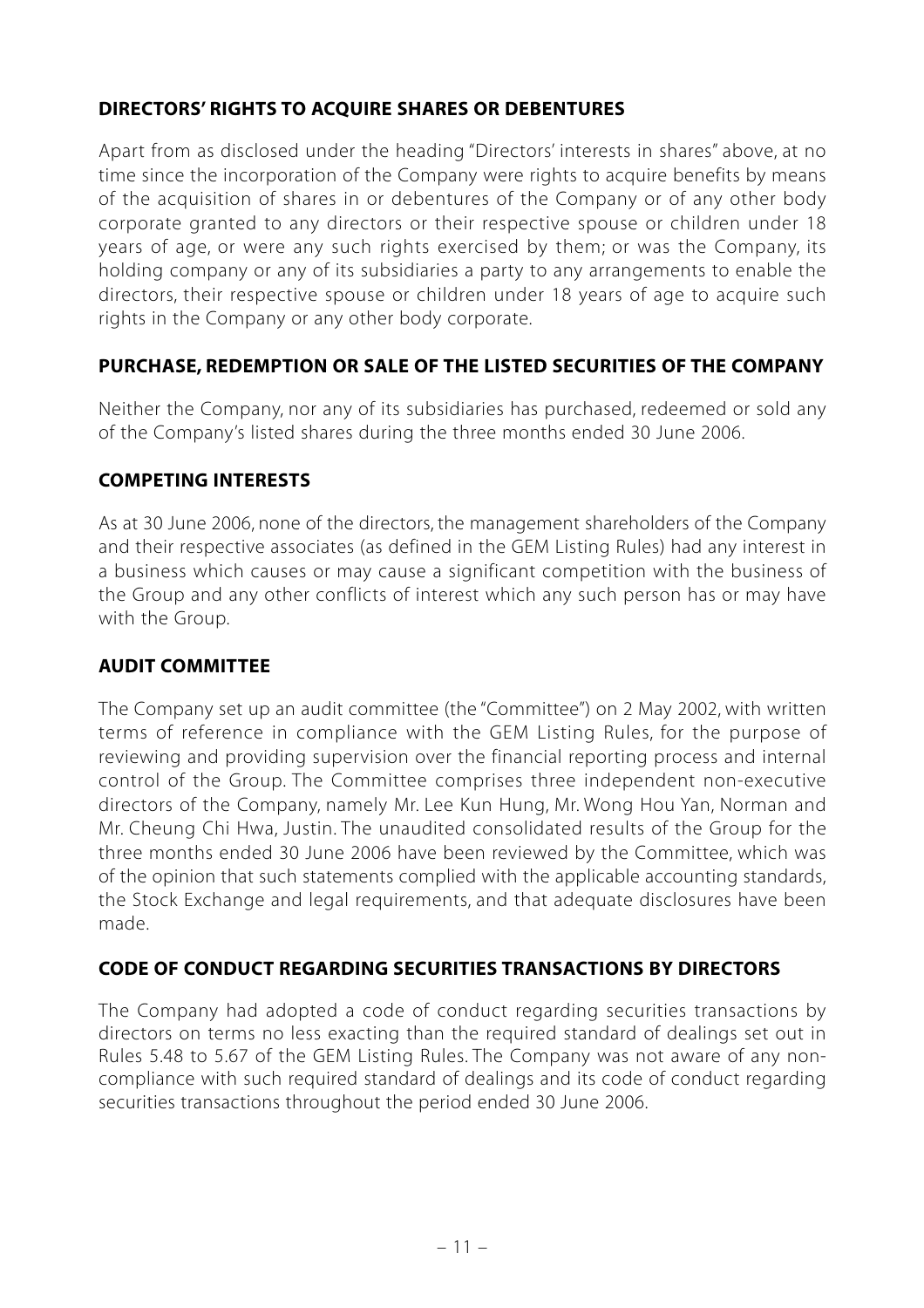## DIRECTORS' RIGHTS TO ACQUIRE SHARES OR DEBENTURES

Apart from as disclosed under the heading "Directors' interests in shares" above, at no time since the incorporation of the Company were rights to acquire benefits by means of the acquisition of shares in or debentures of the Company or of any other body corporate granted to any directors or their respective spouse or children under 18 years of age, or were any such rights exercised by them; or was the Company, its holding company or any of its subsidiaries a party to any arrangements to enable the directors, their respective spouse or children under 18 years of age to acquire such rights in the Company or any other body corporate.

## PURCHASE, REDEMPTION OR SALE OF THE LISTED SECURITIES OF THE COMPANY

Neither the Company, nor any of its subsidiaries has purchased, redeemed or sold any of the Company's listed shares during the three months ended 30 June 2006.

## COMPETING INTERESTS

As at 30 June 2006, none of the directors, the management shareholders of the Company and their respective associates (as defined in the GEM Listing Rules) had any interest in a business which causes or may cause a significant competition with the business of the Group and any other conflicts of interest which any such person has or may have with the Group.

## AUDIT COMMITTEE

The Company set up an audit committee (the "Committee") on 2 May 2002, with written terms of reference in compliance with the GEM Listing Rules, for the purpose of reviewing and providing supervision over the financial reporting process and internal control of the Group. The Committee comprises three independent non-executive directors of the Company, namely Mr. Lee Kun Hung, Mr. Wong Hou Yan, Norman and Mr. Cheung Chi Hwa, Justin. The unaudited consolidated results of the Group for the three months ended 30 June 2006 have been reviewed by the Committee, which was of the opinion that such statements complied with the applicable accounting standards, the Stock Exchange and legal requirements, and that adequate disclosures have been made.

## CODE OF CONDUCT REGARDING SECURITIES TRANSACTIONS BY DIRECTORS

The Company had adopted a code of conduct regarding securities transactions by directors on terms no less exacting than the required standard of dealings set out in Rules 5.48 to 5.67 of the GEM Listing Rules. The Company was not aware of any non-compliance with such required standard of dealings and its code of conduct regarding securities transactions throughout the period ended 30 June 2006.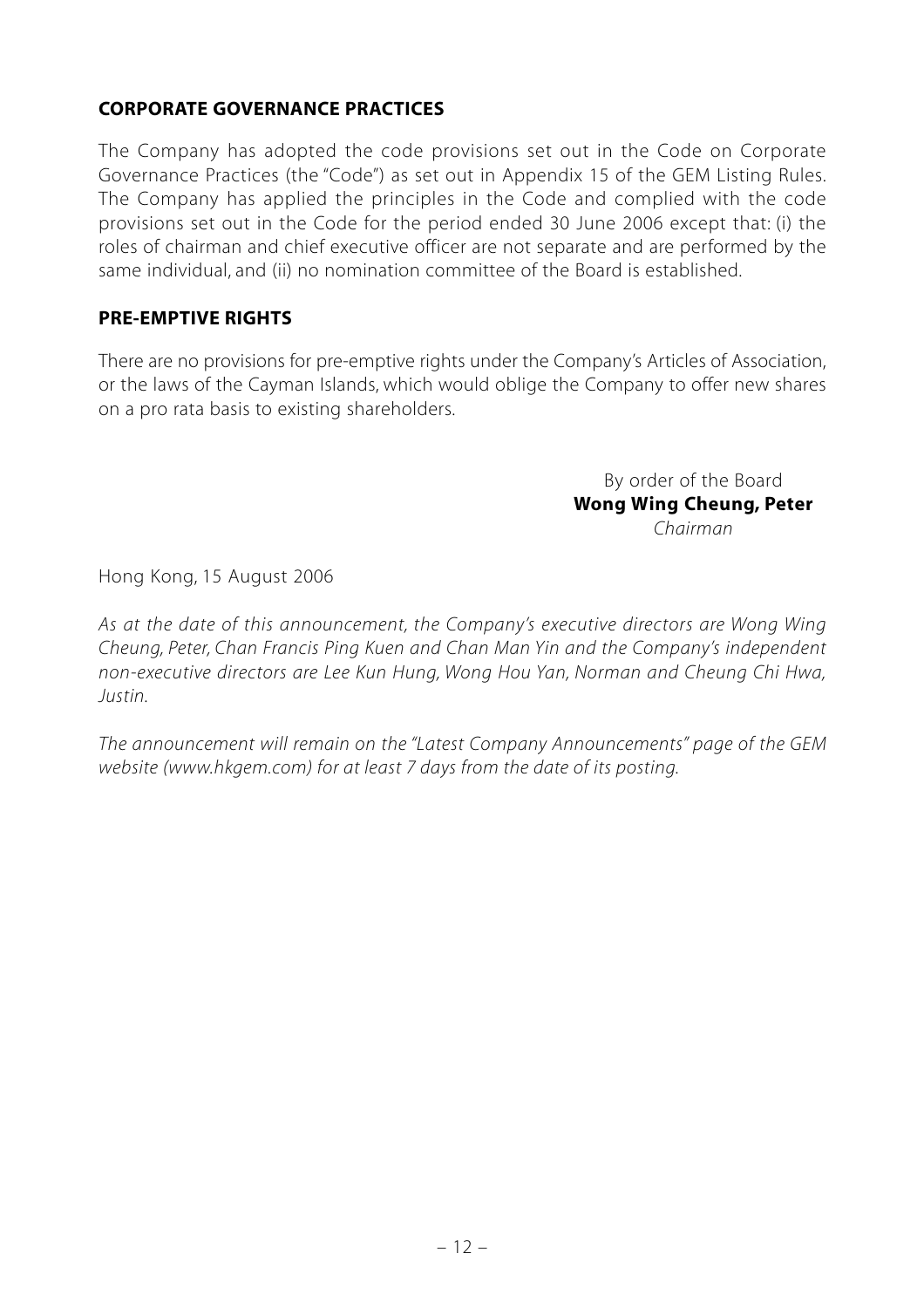## CORPORATE GOVERNANCE PRACTICES

The Company has adopted the code provisions set out in the Code on Corporate Governance Practices (the "Code") as set out in Appendix 15 of the GEM Listing Rules. The Company has applied the principles in the Code and complied with the code provisions set out in the Code for the period ended 30 June 2006 except that: (i) the roles of chairman and chief executive officer are not separate and are performed by the same individual, and (ii) no nomination committee of the Board is established.

## PRE-EMPTIVE RIGHTS

There are no provisions for pre-emptive rights under the Company's Articles of Association, or the laws of the Cayman Islands, which would oblige the Company to offer new shares on a pro rata basis to existing shareholders.

By order of the Board
**Wong Wing Cheung, Peter**
*Chairman*

Hong Kong, 15 August 2006

*As at the date of this announcement, the Company's executive directors are Wong Wing Cheung, Peter, Chan Francis Ping Kuen and Chan Man Yin and the Company's independent non-executive directors are Lee Kun Hung, Wong Hou Yan, Norman and Cheung Chi Hwa, Justin.*

*The announcement will remain on the "Latest Company Announcements" page of the GEM website (www.hkgem.com) for at least 7 days from the date of its posting.*